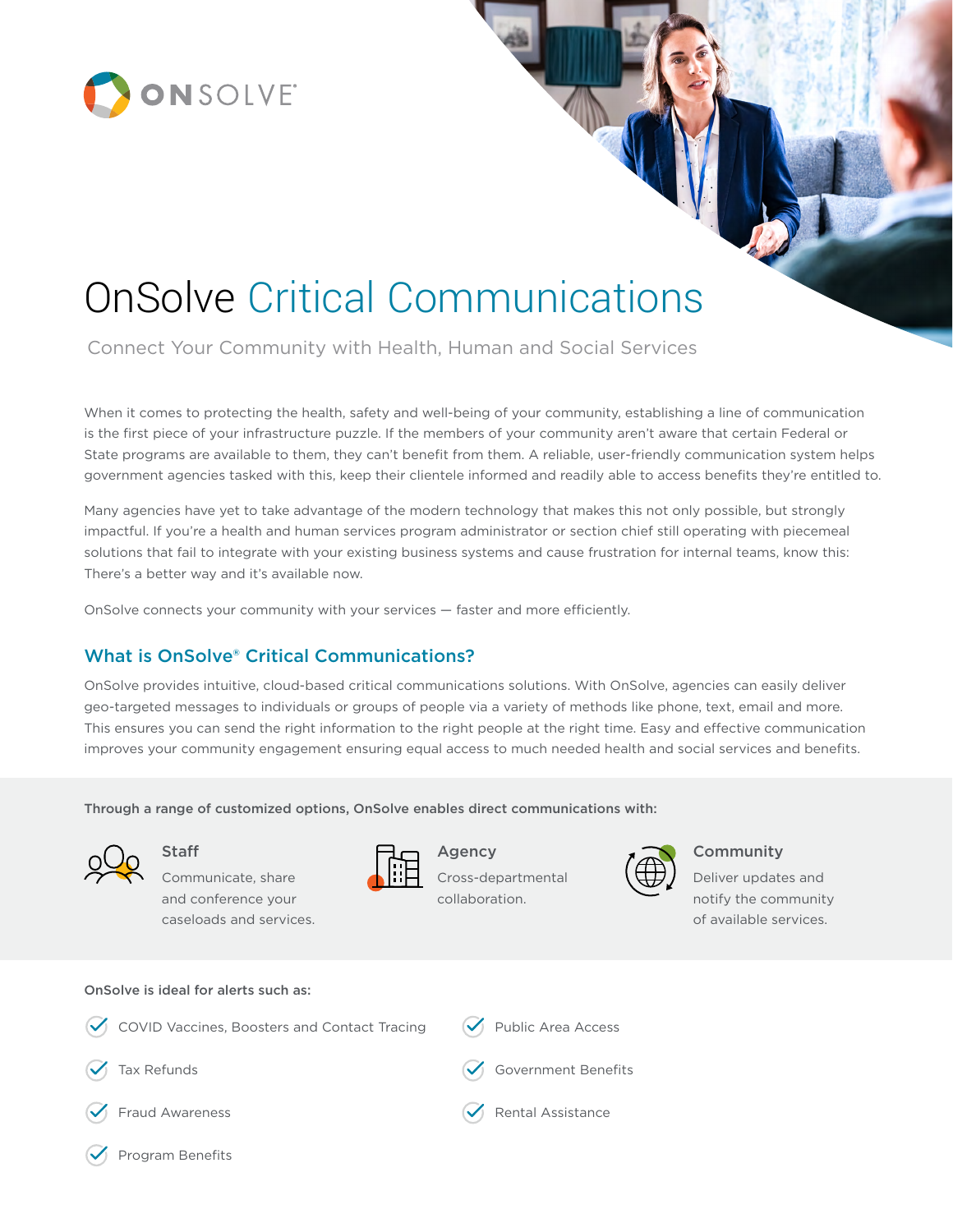ONSOLVE

# OnSolve Critical Communications

Connect Your Community with Health, Human and Social Services

When it comes to protecting the health, safety and well-being of your community, establishing a line of communication is the first piece of your infrastructure puzzle. If the members of your community aren't aware that certain Federal or State programs are available to them, they can't benefit from them. A reliable, user-friendly communication system helps government agencies tasked with this, keep their clientele informed and readily able to access benefits they're entitled to.

Many agencies have yet to take advantage of the modern technology that makes this not only possible, but strongly impactful. If you're a health and human services program administrator or section chief still operating with piecemeal solutions that fail to integrate with your existing business systems and cause frustration for internal teams, know this: There's a better way and it's available now.

OnSolve connects your community with your services — faster and more efficiently.

## What is OnSolve® Critical Communications?

OnSolve provides intuitive, cloud-based critical communications solutions. With OnSolve, agencies can easily deliver geo-targeted messages to individuals or groups of people via a variety of methods like phone, text, email and more. This ensures you can send the right information to the right people at the right time. Easy and effective communication improves your community engagement ensuring equal access to much needed health and social services and benefits.

**Through a range of customized options, OnSolve enables direct communications with:**

### Staff

Communicate, share and conference your caseloads and services.

### Agency

Cross-departmental collaboration.

### Community

Deliver updates and notify the community of available services.

**OnSolve is ideal for alerts such as:**

- COVID Vaccines, Boosters and Contact Tracing
- Tax Refunds
- Fraud Awareness
- Program Benefits
- Public Area Access
- Government Benefits
- Rental Assistance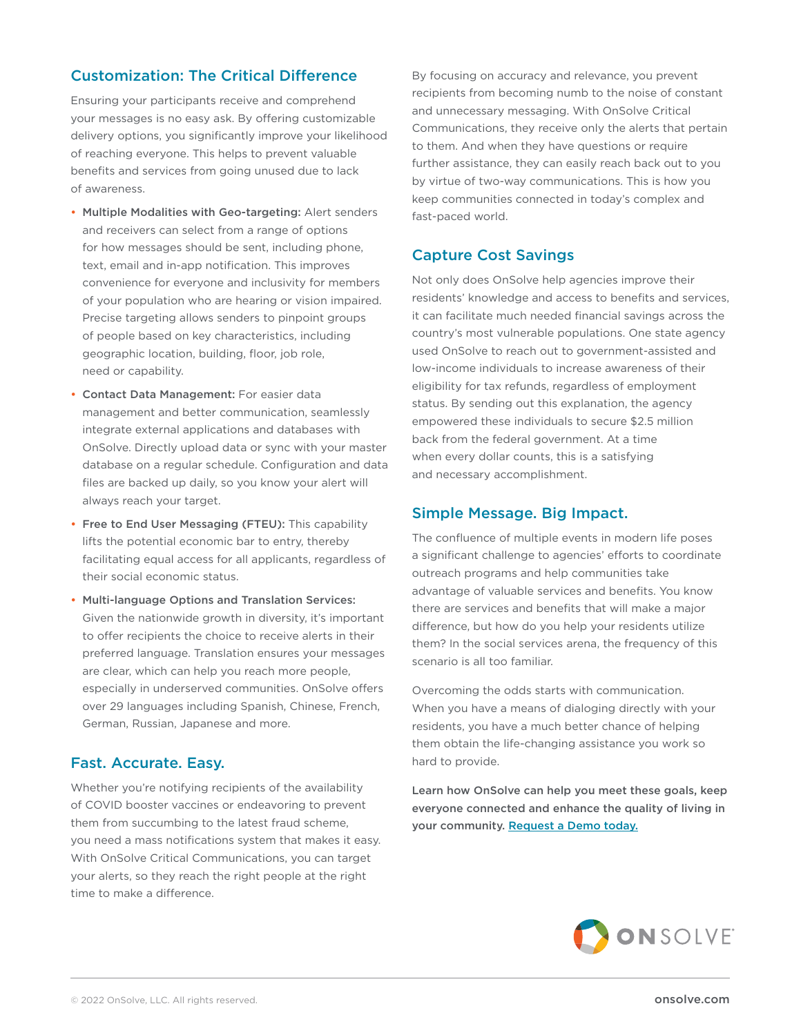## Customization: The Critical Difference

Ensuring your participants receive and comprehend your messages is no easy ask. By offering customizable delivery options, you significantly improve your likelihood of reaching everyone. This helps to prevent valuable benefits and services from going unused due to lack of awareness.

- **Multiple Modalities with Geo-targeting:** Alert senders and receivers can select from a range of options for how messages should be sent, including phone, text, email and in-app notification. This improves convenience for everyone and inclusivity for members of your population who are hearing or vision impaired. Precise targeting allows senders to pinpoint groups of people based on key characteristics, including geographic location, building, floor, job role, need or capability.
- **Contact Data Management:** For easier data management and better communication, seamlessly integrate external applications and databases with OnSolve. Directly upload data or sync with your master database on a regular schedule. Configuration and data files are backed up daily, so you know your alert will always reach your target.
- **Free to End User Messaging (FTEU):** This capability lifts the potential economic bar to entry, thereby facilitating equal access for all applicants, regardless of their social economic status.
- **Multi-language Options and Translation Services:** Given the nationwide growth in diversity, it's important to offer recipients the choice to receive alerts in their preferred language. Translation ensures your messages are clear, which can help you reach more people, especially in underserved communities. OnSolve offers over 29 languages including Spanish, Chinese, French, German, Russian, Japanese and more.

## Fast. Accurate. Easy.

Whether you're notifying recipients of the availability of COVID booster vaccines or endeavoring to prevent them from succumbing to the latest fraud scheme, you need a mass notifications system that makes it easy. With OnSolve Critical Communications, you can target your alerts, so they reach the right people at the right time to make a difference.

By focusing on accuracy and relevance, you prevent recipients from becoming numb to the noise of constant and unnecessary messaging. With OnSolve Critical Communications, they receive only the alerts that pertain to them. And when they have questions or require further assistance, they can easily reach back out to you by virtue of two-way communications. This is how you keep communities connected in today's complex and fast-paced world.

## Capture Cost Savings

Not only does OnSolve help agencies improve their residents' knowledge and access to benefits and services, it can facilitate much needed financial savings across the country's most vulnerable populations. One state agency used OnSolve to reach out to government-assisted and low-income individuals to increase awareness of their eligibility for tax refunds, regardless of employment status. By sending out this explanation, the agency empowered these individuals to secure $2.5 million back from the federal government. At a time when every dollar counts, this is a satisfying and necessary accomplishment.

## Simple Message. Big Impact.

The confluence of multiple events in modern life poses a significant challenge to agencies' efforts to coordinate outreach programs and help communities take advantage of valuable services and benefits. You know there are services and benefits that will make a major difference, but how do you help your residents utilize them? In the social services arena, the frequency of this scenario is all too familiar.

Overcoming the odds starts with communication. When you have a means of dialoging directly with your residents, you have a much better chance of helping them obtain the life-changing assistance you work so hard to provide.

**Learn how OnSolve can help you meet these goals, keep everyone connected and enhance the quality of living in your community.** [Request a Demo today.]

ONSOLVE

© 2022 OnSolve, LLC. All rights reserved.

onsolve.com